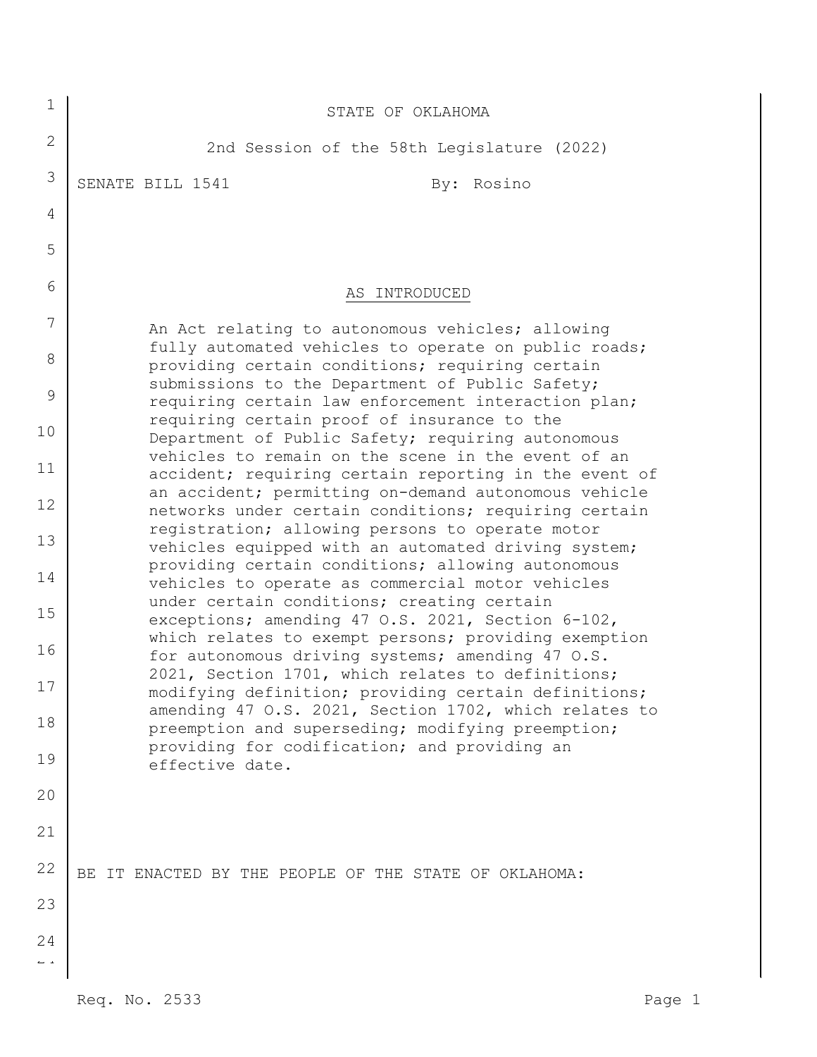STATE OF OKLAHOMA

2nd Session of the 58th Legislature (2022)

SENATE BILL 1541 By: Rosino

AS INTRODUCED

An Act relating to autonomous vehicles; allowing fully automated vehicles to operate on public roads; providing certain conditions; requiring certain submissions to the Department of Public Safety; requiring certain law enforcement interaction plan; requiring certain proof of insurance to the Department of Public Safety; requiring autonomous vehicles to remain on the scene in the event of an accident; requiring certain reporting in the event of an accident; permitting on-demand autonomous vehicle networks under certain conditions; requiring certain registration; allowing persons to operate motor vehicles equipped with an automated driving system; providing certain conditions; allowing autonomous vehicles to operate as commercial motor vehicles under certain conditions; creating certain exceptions; amending 47 O.S. 2021, Section 6-102, which relates to exempt persons; providing exemption for autonomous driving systems; amending 47 O.S. 2021, Section 1701, which relates to definitions; modifying definition; providing certain definitions; amending 47 O.S. 2021, Section 1702, which relates to preemption and superseding; modifying preemption; providing for codification; and providing an effective date.

BE IT ENACTED BY THE PEOPLE OF THE STATE OF OKLAHOMA: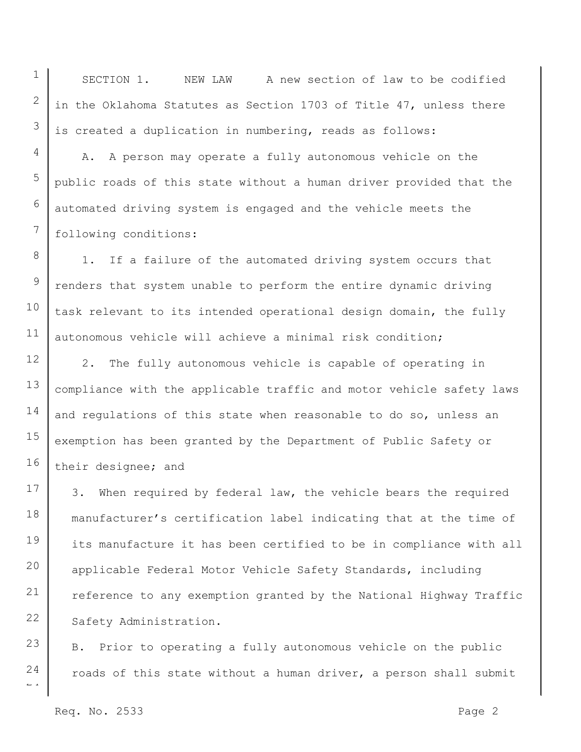SECTION 1. NEW LAW A new section of law to be codified in the Oklahoma Statutes as Section 1703 of Title 47, unless there is created a duplication in numbering, reads as follows:

A. A person may operate a fully autonomous vehicle on the public roads of this state without a human driver provided that the automated driving system is engaged and the vehicle meets the following conditions:

1. If a failure of the automated driving system occurs that renders that system unable to perform the entire dynamic driving task relevant to its intended operational design domain, the fully autonomous vehicle will achieve a minimal risk condition;

2. The fully autonomous vehicle is capable of operating in compliance with the applicable traffic and motor vehicle safety laws and regulations of this state when reasonable to do so, unless an exemption has been granted by the Department of Public Safety or their designee; and

3. When required by federal law, the vehicle bears the required manufacturer's certification label indicating that at the time of its manufacture it has been certified to be in compliance with all applicable Federal Motor Vehicle Safety Standards, including reference to any exemption granted by the National Highway Traffic Safety Administration.

B. Prior to operating a fully autonomous vehicle on the public roads of this state without a human driver, a person shall submit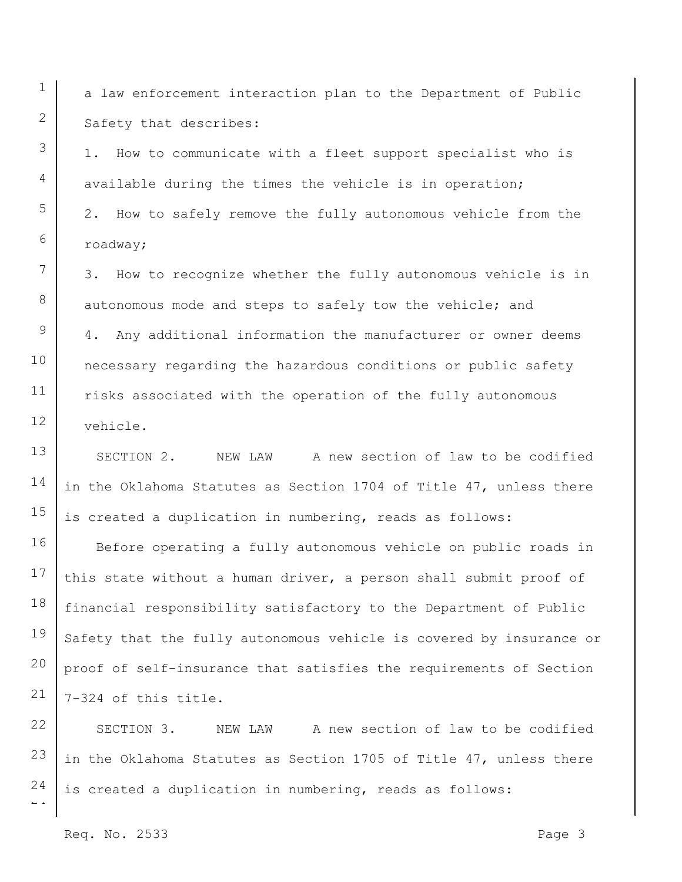a law enforcement interaction plan to the Department of Public Safety that describes:

1. How to communicate with a fleet support specialist who is available during the times the vehicle is in operation;
2. How to safely remove the fully autonomous vehicle from the roadway;
3. How to recognize whether the fully autonomous vehicle is in autonomous mode and steps to safely tow the vehicle; and
4. Any additional information the manufacturer or owner deems necessary regarding the hazardous conditions or public safety risks associated with the operation of the fully autonomous vehicle.

SECTION 2. NEW LAW A new section of law to be codified in the Oklahoma Statutes as Section 1704 of Title 47, unless there is created a duplication in numbering, reads as follows:

Before operating a fully autonomous vehicle on public roads in this state without a human driver, a person shall submit proof of financial responsibility satisfactory to the Department of Public Safety that the fully autonomous vehicle is covered by insurance or proof of self-insurance that satisfies the requirements of Section 7-324 of this title.

SECTION 3. NEW LAW A new section of law to be codified in the Oklahoma Statutes as Section 1705 of Title 47, unless there is created a duplication in numbering, reads as follows: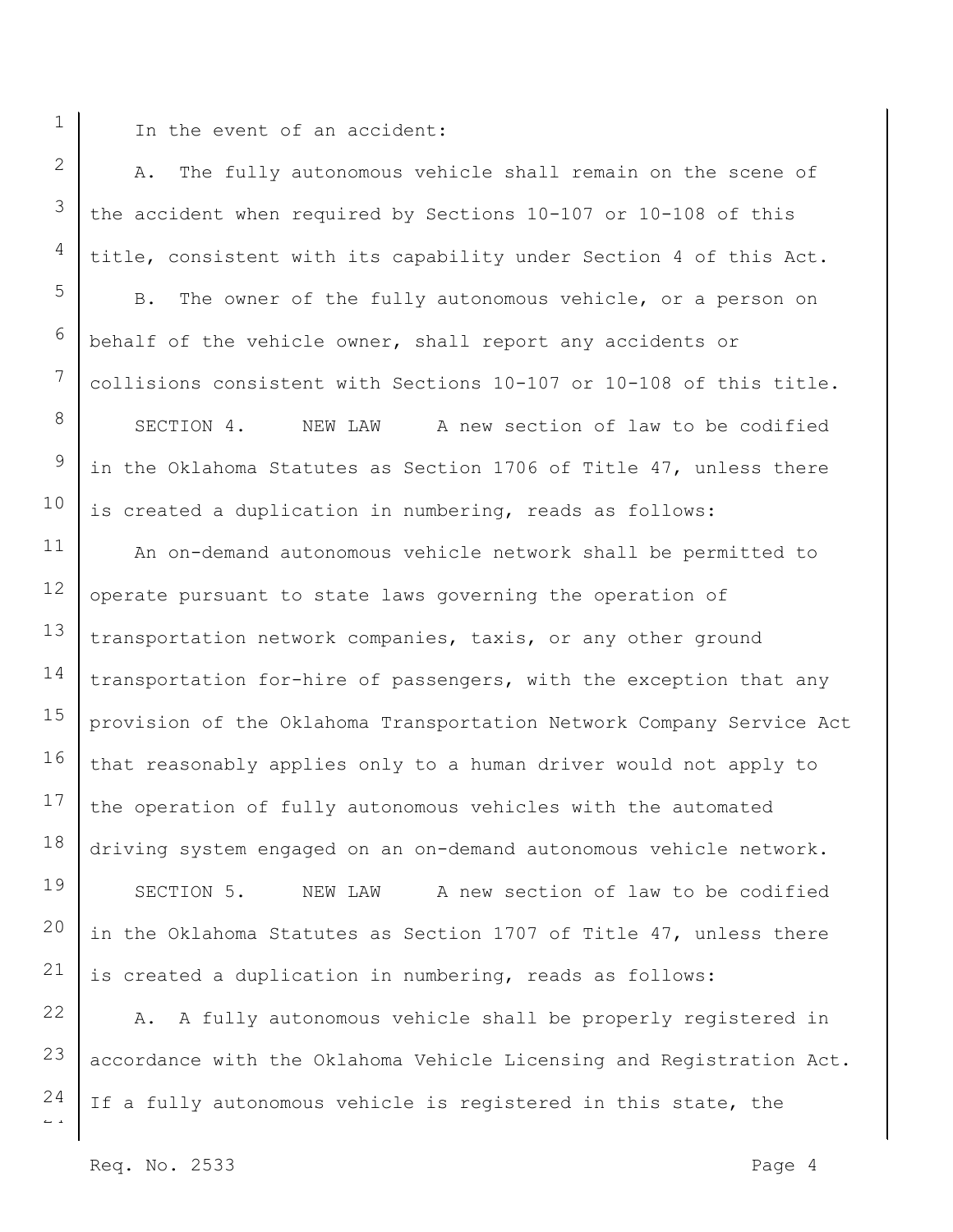In the event of an accident:

A. The fully autonomous vehicle shall remain on the scene of the accident when required by Sections 10-107 or 10-108 of this title, consistent with its capability under Section 4 of this Act.

B. The owner of the fully autonomous vehicle, or a person on behalf of the vehicle owner, shall report any accidents or collisions consistent with Sections 10-107 or 10-108 of this title.

SECTION 4. NEW LAW A new section of law to be codified in the Oklahoma Statutes as Section 1706 of Title 47, unless there is created a duplication in numbering, reads as follows:

An on-demand autonomous vehicle network shall be permitted to operate pursuant to state laws governing the operation of transportation network companies, taxis, or any other ground transportation for-hire of passengers, with the exception that any provision of the Oklahoma Transportation Network Company Service Act that reasonably applies only to a human driver would not apply to the operation of fully autonomous vehicles with the automated driving system engaged on an on-demand autonomous vehicle network.

SECTION 5. NEW LAW A new section of law to be codified in the Oklahoma Statutes as Section 1707 of Title 47, unless there is created a duplication in numbering, reads as follows:

A. A fully autonomous vehicle shall be properly registered in accordance with the Oklahoma Vehicle Licensing and Registration Act. If a fully autonomous vehicle is registered in this state, the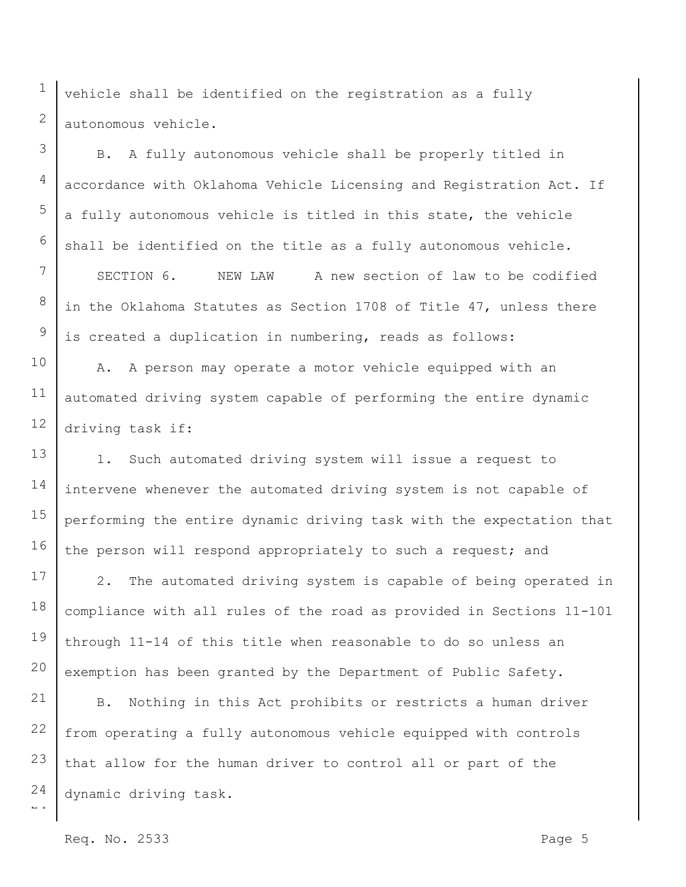vehicle shall be identified on the registration as a fully autonomous vehicle.

B. A fully autonomous vehicle shall be properly titled in accordance with Oklahoma Vehicle Licensing and Registration Act. If a fully autonomous vehicle is titled in this state, the vehicle shall be identified on the title as a fully autonomous vehicle.

SECTION 6. NEW LAW A new section of law to be codified in the Oklahoma Statutes as Section 1708 of Title 47, unless there is created a duplication in numbering, reads as follows:

A. A person may operate a motor vehicle equipped with an automated driving system capable of performing the entire dynamic driving task if:

1. Such automated driving system will issue a request to intervene whenever the automated driving system is not capable of performing the entire dynamic driving task with the expectation that the person will respond appropriately to such a request; and

2. The automated driving system is capable of being operated in compliance with all rules of the road as provided in Sections 11-101 through 11-14 of this title when reasonable to do so unless an exemption has been granted by the Department of Public Safety.

B. Nothing in this Act prohibits or restricts a human driver from operating a fully autonomous vehicle equipped with controls that allow for the human driver to control all or part of the dynamic driving task.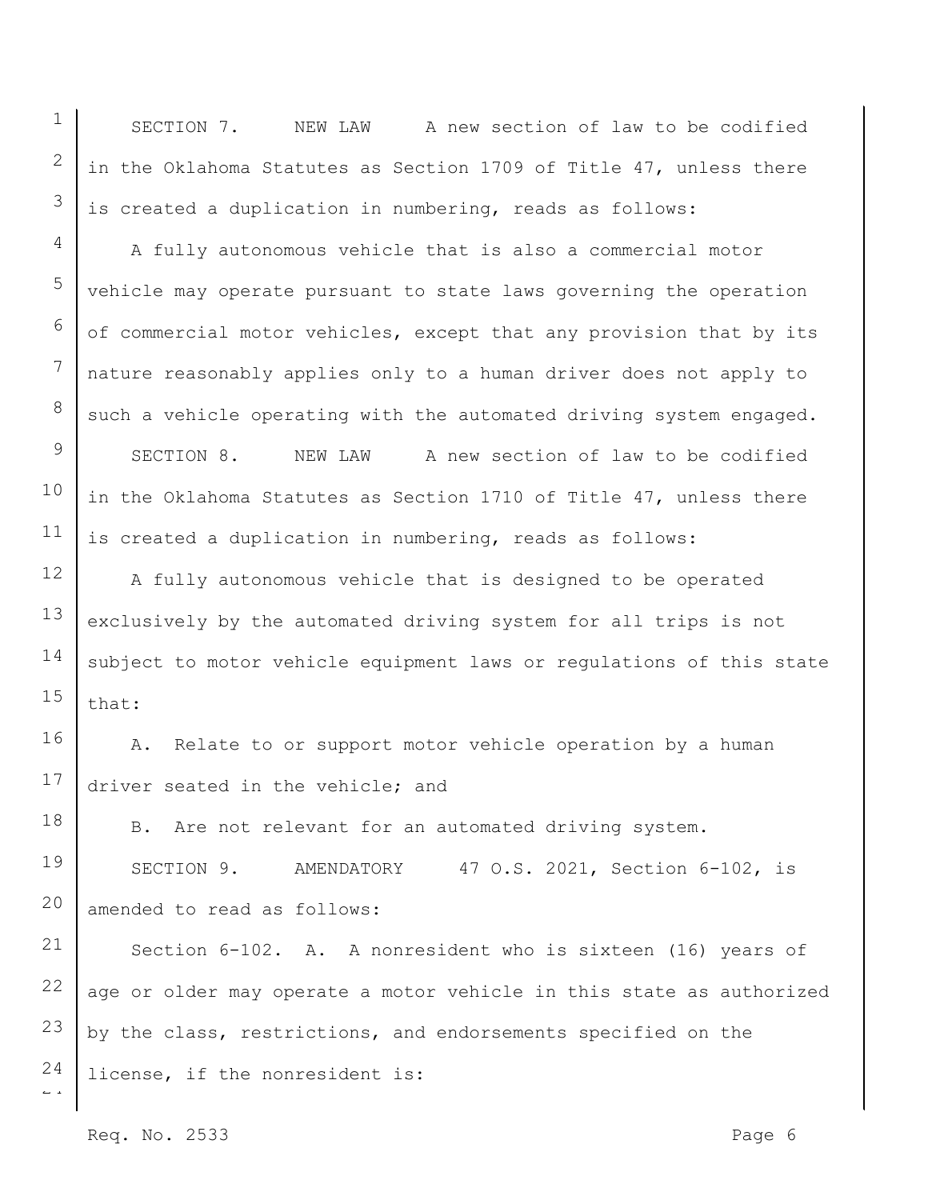SECTION 7. NEW LAW A new section of law to be codified in the Oklahoma Statutes as Section 1709 of Title 47, unless there is created a duplication in numbering, reads as follows:

A fully autonomous vehicle that is also a commercial motor vehicle may operate pursuant to state laws governing the operation of commercial motor vehicles, except that any provision that by its nature reasonably applies only to a human driver does not apply to such a vehicle operating with the automated driving system engaged.

SECTION 8. NEW LAW A new section of law to be codified in the Oklahoma Statutes as Section 1710 of Title 47, unless there is created a duplication in numbering, reads as follows:

A fully autonomous vehicle that is designed to be operated exclusively by the automated driving system for all trips is not subject to motor vehicle equipment laws or regulations of this state that:

A. Relate to or support motor vehicle operation by a human driver seated in the vehicle; and

B. Are not relevant for an automated driving system.

SECTION 9. AMENDATORY 47 O.S. 2021, Section 6-102, is amended to read as follows:

Section 6-102. A. A nonresident who is sixteen (16) years of age or older may operate a motor vehicle in this state as authorized by the class, restrictions, and endorsements specified on the license, if the nonresident is: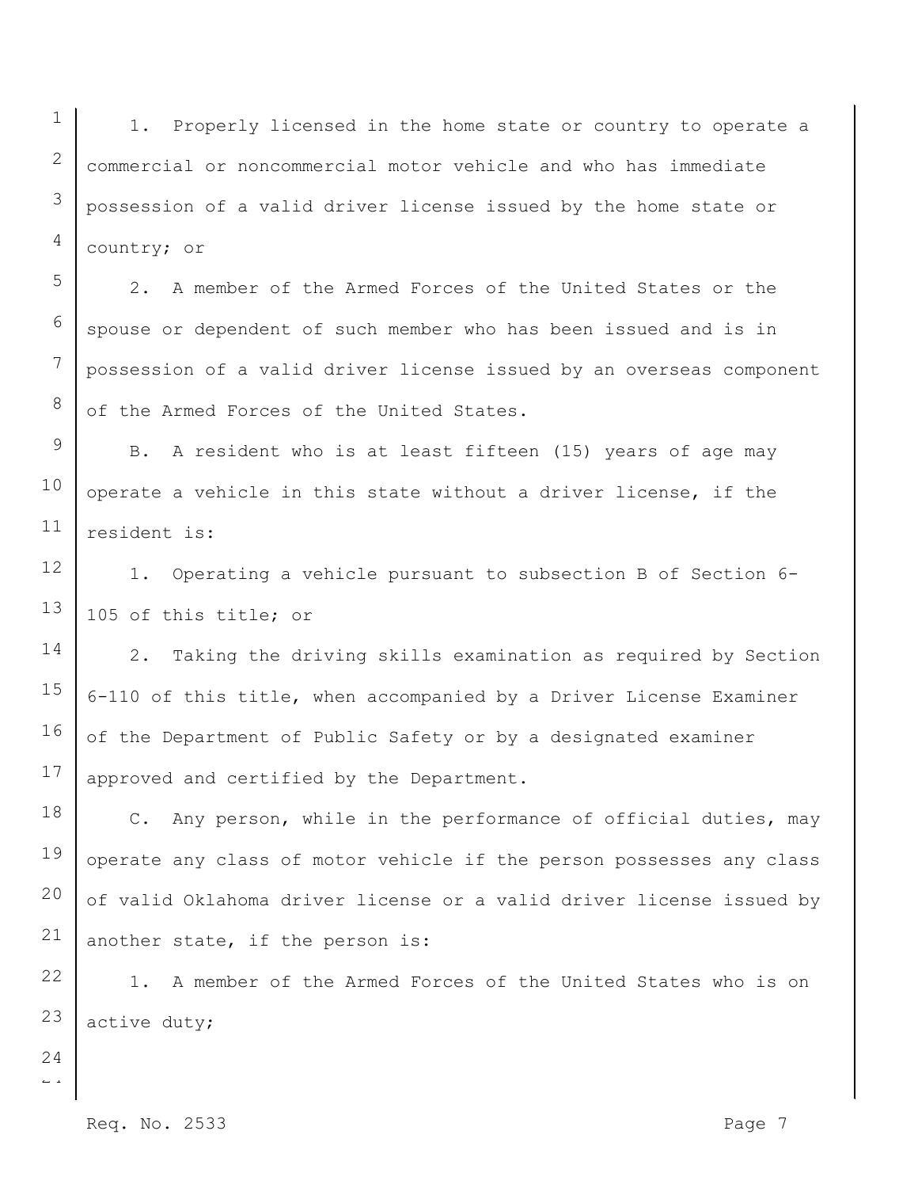1. Properly licensed in the home state or country to operate a commercial or noncommercial motor vehicle and who has immediate possession of a valid driver license issued by the home state or country; or

2. A member of the Armed Forces of the United States or the spouse or dependent of such member who has been issued and is in possession of a valid driver license issued by an overseas component of the Armed Forces of the United States.

B. A resident who is at least fifteen (15) years of age may operate a vehicle in this state without a driver license, if the resident is:

1. Operating a vehicle pursuant to subsection B of Section 6-105 of this title; or

2. Taking the driving skills examination as required by Section 6-110 of this title, when accompanied by a Driver License Examiner of the Department of Public Safety or by a designated examiner approved and certified by the Department.

C. Any person, while in the performance of official duties, may operate any class of motor vehicle if the person possesses any class of valid Oklahoma driver license or a valid driver license issued by another state, if the person is:

1. A member of the Armed Forces of the United States who is on active duty;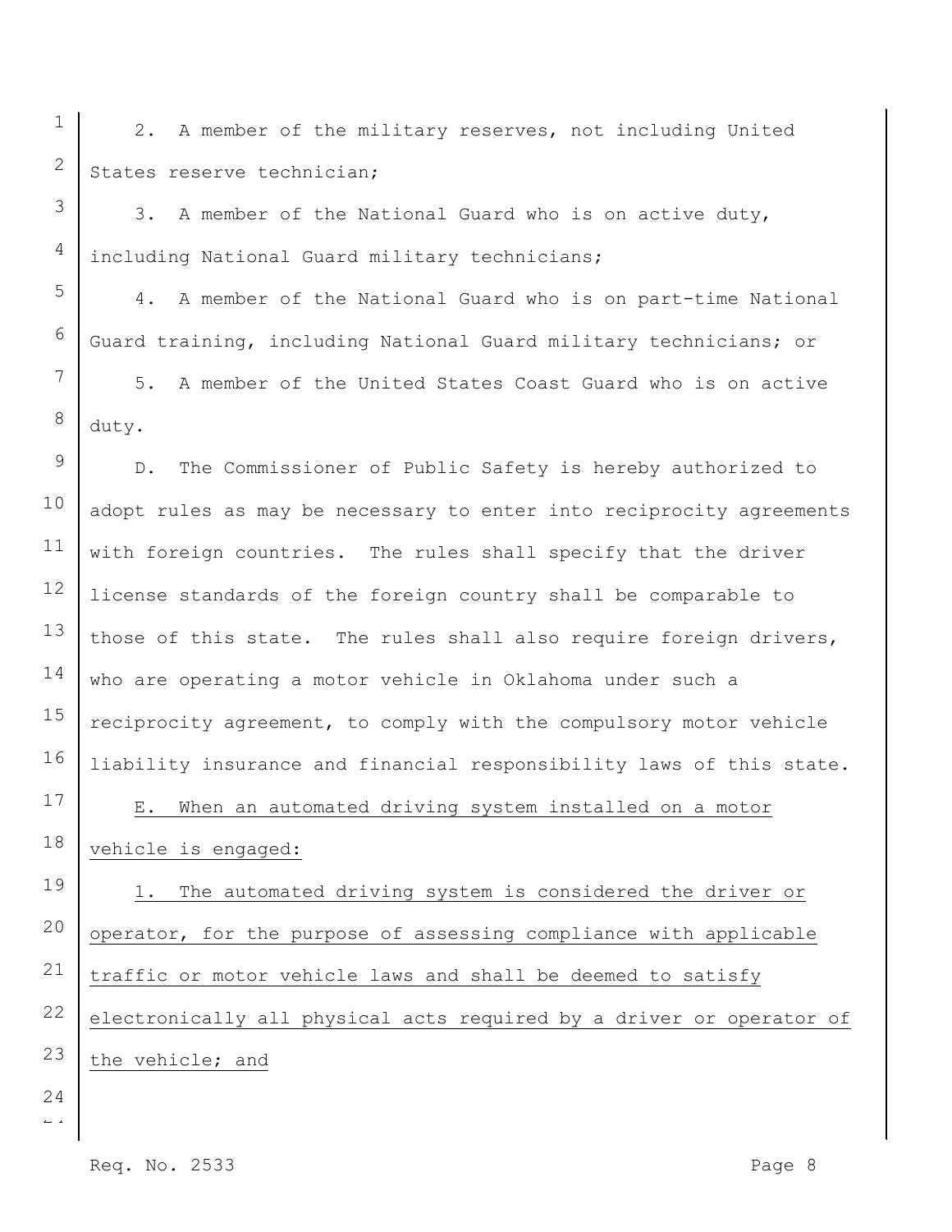2. A member of the military reserves, not including United States reserve technician;

3. A member of the National Guard who is on active duty, including National Guard military technicians;

4. A member of the National Guard who is on part-time National Guard training, including National Guard military technicians; or

5. A member of the United States Coast Guard who is on active duty.

D. The Commissioner of Public Safety is hereby authorized to adopt rules as may be necessary to enter into reciprocity agreements with foreign countries. The rules shall specify that the driver license standards of the foreign country shall be comparable to those of this state. The rules shall also require foreign drivers, who are operating a motor vehicle in Oklahoma under such a reciprocity agreement, to comply with the compulsory motor vehicle liability insurance and financial responsibility laws of this state.

E. When an automated driving system installed on a motor vehicle is engaged:

1. The automated driving system is considered the driver or operator, for the purpose of assessing compliance with applicable traffic or motor vehicle laws and shall be deemed to satisfy electronically all physical acts required by a driver or operator of the vehicle; and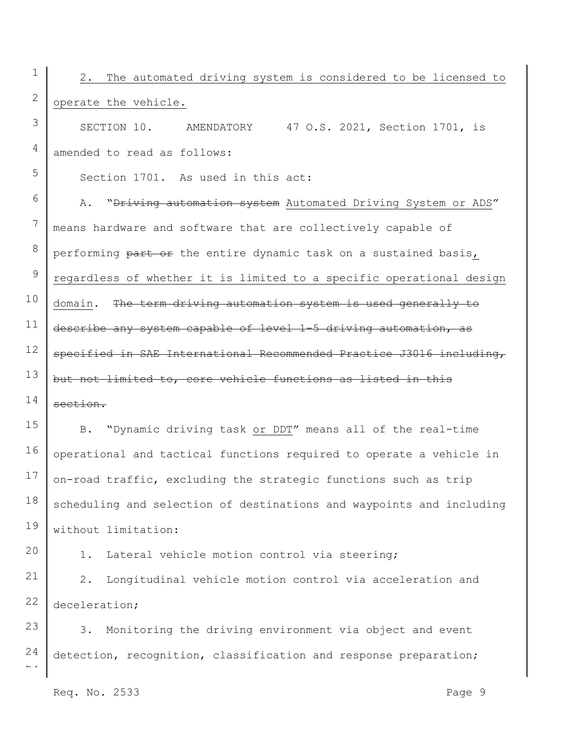2. The automated driving system is considered to be licensed to operate the vehicle.

SECTION 10. AMENDATORY 47 O.S. 2021, Section 1701, is amended to read as follows:

Section 1701. As used in this act:

A. "~~Driving automation system~~ Automated Driving System or ADS" means hardware and software that are collectively capable of performing ~~part or~~ the entire dynamic task on a sustained basis, regardless of whether it is limited to a specific operational design domain. ~~The term driving automation system is used generally to describe any system capable of level 1-5 driving automation, as specified in SAE International Recommended Practice J3016 including, but not limited to, core vehicle functions as listed in this section.~~

B. "Dynamic driving task or DDT" means all of the real-time operational and tactical functions required to operate a vehicle in on-road traffic, excluding the strategic functions such as trip scheduling and selection of destinations and waypoints and including without limitation:

1. Lateral vehicle motion control via steering;

2. Longitudinal vehicle motion control via acceleration and deceleration;

3. Monitoring the driving environment via object and event detection, recognition, classification and response preparation;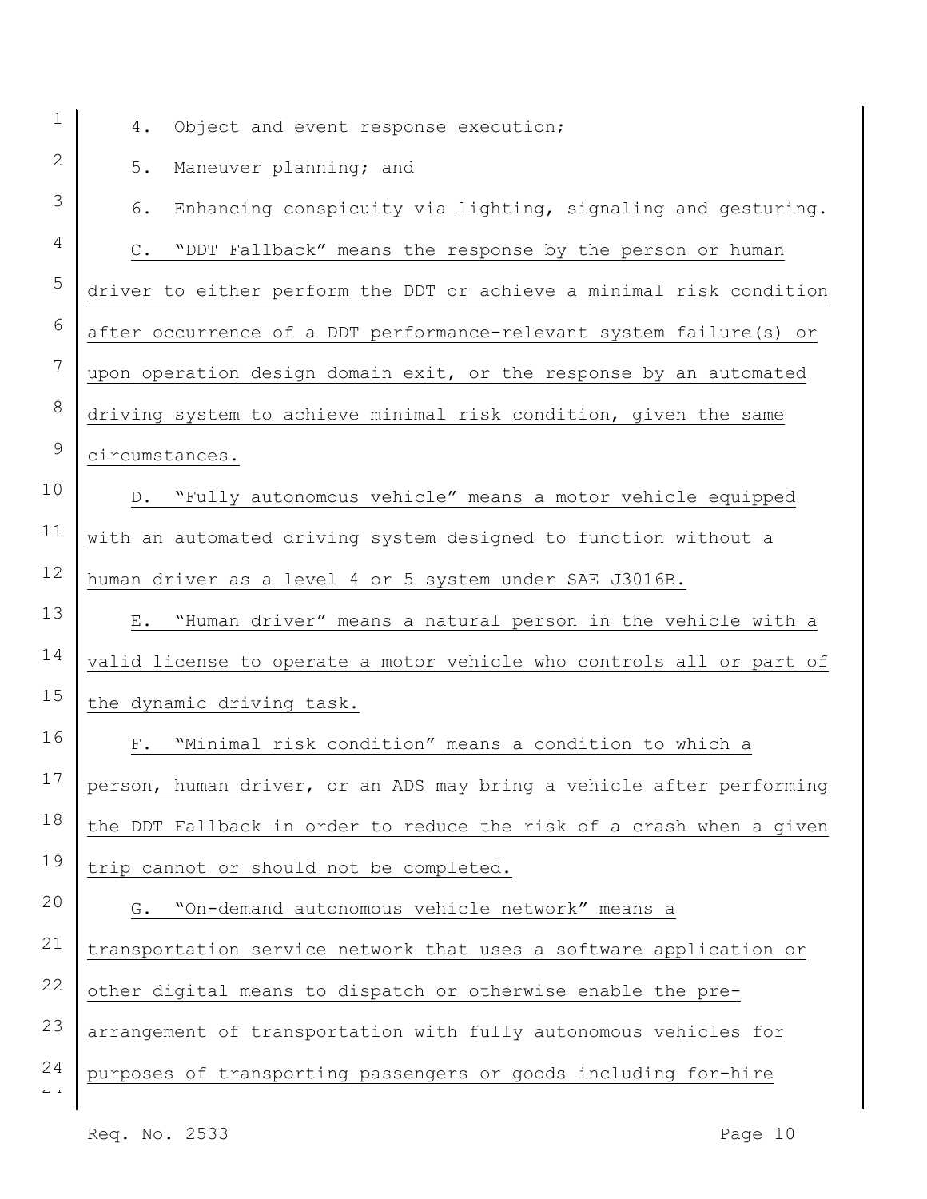4. Object and event response execution;

5. Maneuver planning; and

6. Enhancing conspicuity via lighting, signaling and gesturing.

C. "DDT Fallback" means the response by the person or human driver to either perform the DDT or achieve a minimal risk condition after occurrence of a DDT performance-relevant system failure(s) or upon operation design domain exit, or the response by an automated driving system to achieve minimal risk condition, given the same circumstances.

D. "Fully autonomous vehicle" means a motor vehicle equipped with an automated driving system designed to function without a human driver as a level 4 or 5 system under SAE J3016B.

E. "Human driver" means a natural person in the vehicle with a valid license to operate a motor vehicle who controls all or part of the dynamic driving task.

F. "Minimal risk condition" means a condition to which a person, human driver, or an ADS may bring a vehicle after performing the DDT Fallback in order to reduce the risk of a crash when a given trip cannot or should not be completed.

G. "On-demand autonomous vehicle network" means a transportation service network that uses a software application or other digital means to dispatch or otherwise enable the pre-arrangement of transportation with fully autonomous vehicles for purposes of transporting passengers or goods including for-hire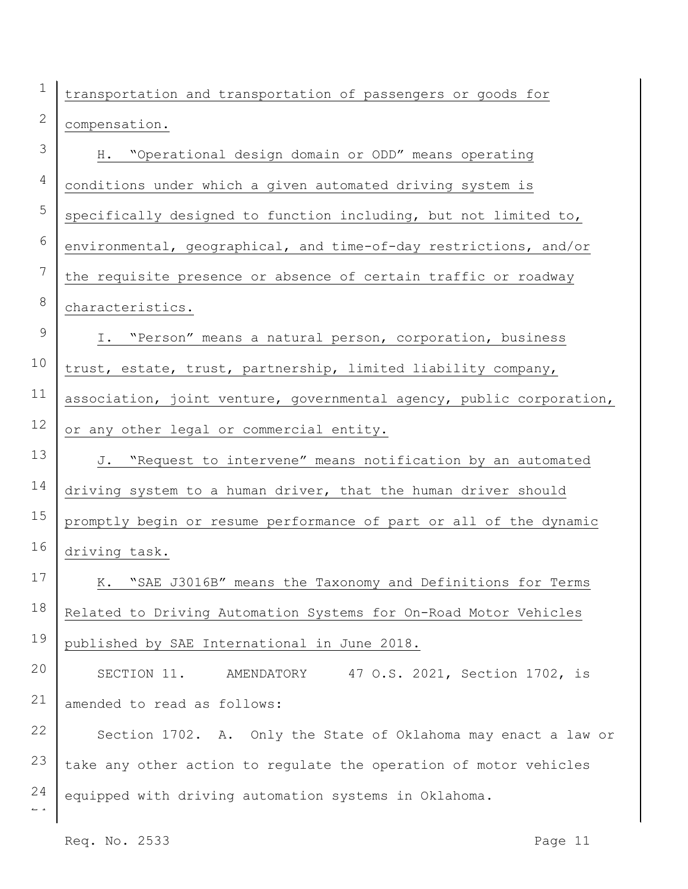transportation and transportation of passengers or goods for compensation.

H. "Operational design domain or ODD" means operating conditions under which a given automated driving system is specifically designed to function including, but not limited to, environmental, geographical, and time-of-day restrictions, and/or the requisite presence or absence of certain traffic or roadway characteristics.

I. "Person" means a natural person, corporation, business trust, estate, trust, partnership, limited liability company, association, joint venture, governmental agency, public corporation, or any other legal or commercial entity.

J. "Request to intervene" means notification by an automated driving system to a human driver, that the human driver should promptly begin or resume performance of part or all of the dynamic driving task.

K. "SAE J3016B" means the Taxonomy and Definitions for Terms Related to Driving Automation Systems for On-Road Motor Vehicles published by SAE International in June 2018.

SECTION 11. AMENDATORY 47 O.S. 2021, Section 1702, is amended to read as follows:

Section 1702. A. Only the State of Oklahoma may enact a law or take any other action to regulate the operation of motor vehicles equipped with driving automation systems in Oklahoma.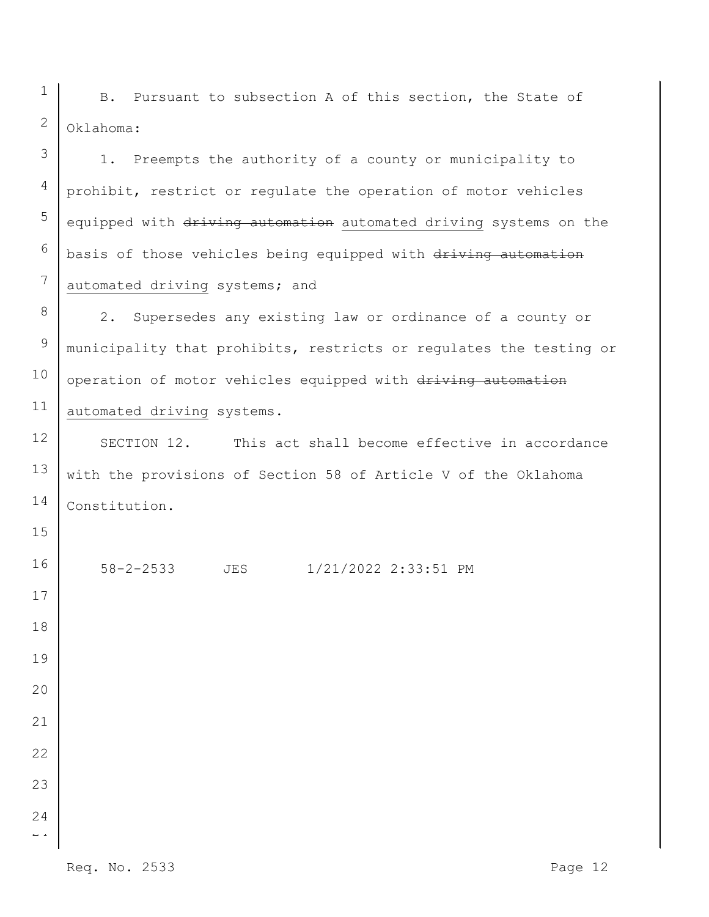B. Pursuant to subsection A of this section, the State of Oklahoma:

1. Preempts the authority of a county or municipality to prohibit, restrict or regulate the operation of motor vehicles equipped with ~~driving automation~~ <u>automated driving</u> systems on the basis of those vehicles being equipped with ~~driving automation~~ <u>automated driving</u> systems; and

2. Supersedes any existing law or ordinance of a county or municipality that prohibits, restricts or regulates the testing or operation of motor vehicles equipped with ~~driving automation~~ <u>automated driving</u> systems.

SECTION 12. This act shall become effective in accordance with the provisions of Section 58 of Article V of the Oklahoma Constitution.

58-2-2533 JES 1/21/2022 2:33:51 PM